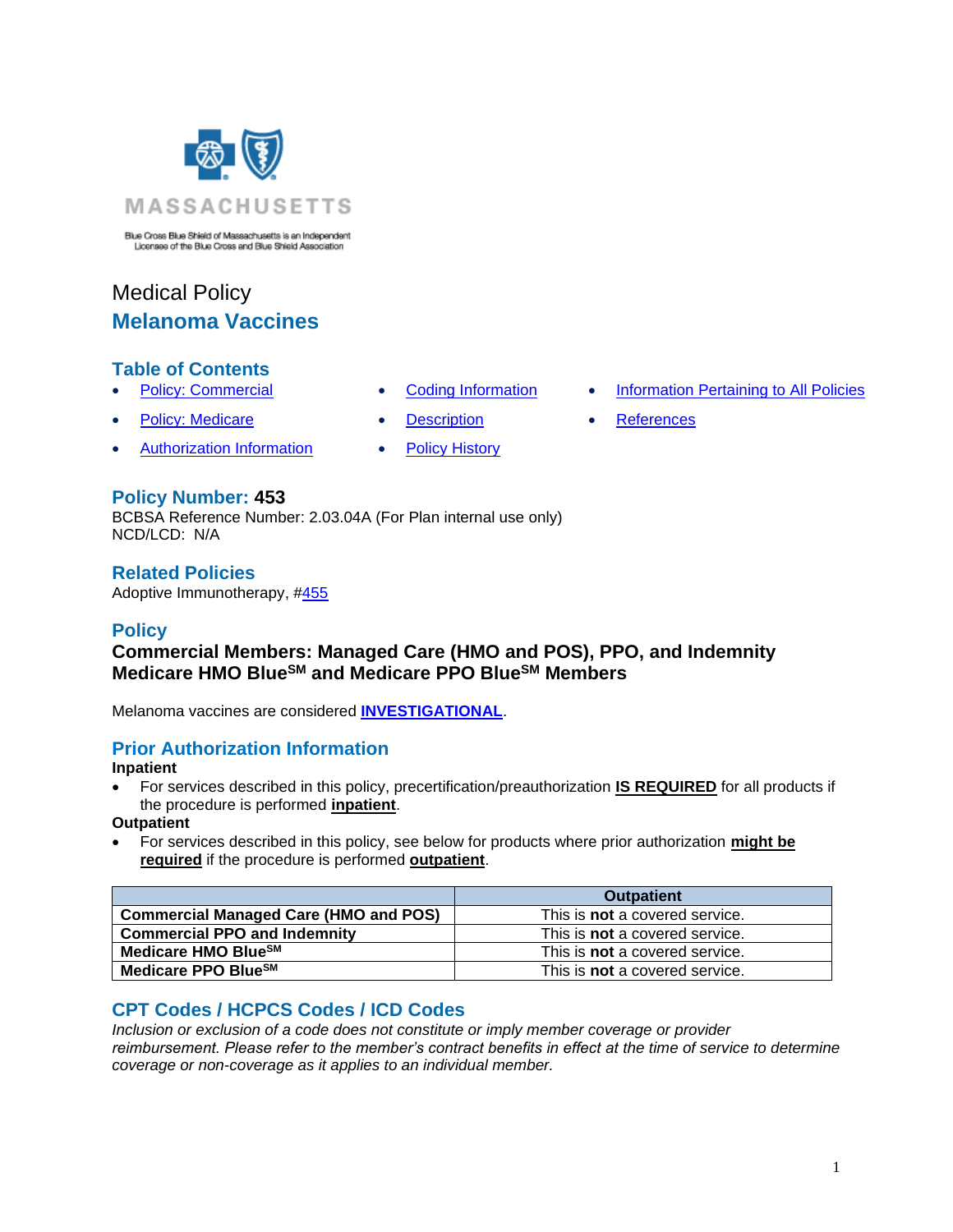MASSACHUSETTS

Blue Cross Blue Shield of Massachusetts is an Independent Licensee of the Blue Cross and Blue Shield Association

Medical Policy

# Melanoma Vaccines

## Table of Contents

- Policy: Commercial
- Policy: Medicare
- Authorization Information
- Coding Information
- Description
- Policy History
- Information Pertaining to All Policies
- References

## Policy Number: 453

BCBSA Reference Number: 2.03.04A (For Plan internal use only)
NCD/LCD: N/A

## Related Policies

Adoptive Immunotherapy, #455

## Policy

**Commercial Members: Managed Care (HMO and POS), PPO, and Indemnity**
**Medicare HMO Blue[SM] and Medicare PPO Blue[SM] Members**

Melanoma vaccines are considered **INVESTIGATIONAL**.

## Prior Authorization Information

**Inpatient**

- For services described in this policy, precertification/preauthorization **IS REQUIRED** for all products if the procedure is performed **inpatient**.

**Outpatient**

- For services described in this policy, see below for products where prior authorization **might be required** if the procedure is performed **outpatient**.

| | Outpatient |
|---|---|
| **Commercial Managed Care (HMO and POS)** | This is **not** a covered service. |
| **Commercial PPO and Indemnity** | This is **not** a covered service. |
| **Medicare HMO Blue[SM]** | This is **not** a covered service. |
| **Medicare PPO Blue[SM]** | This is **not** a covered service. |

## CPT Codes / HCPCS Codes / ICD Codes

*Inclusion or exclusion of a code does not constitute or imply member coverage or provider reimbursement. Please refer to the member's contract benefits in effect at the time of service to determine coverage or non-coverage as it applies to an individual member.*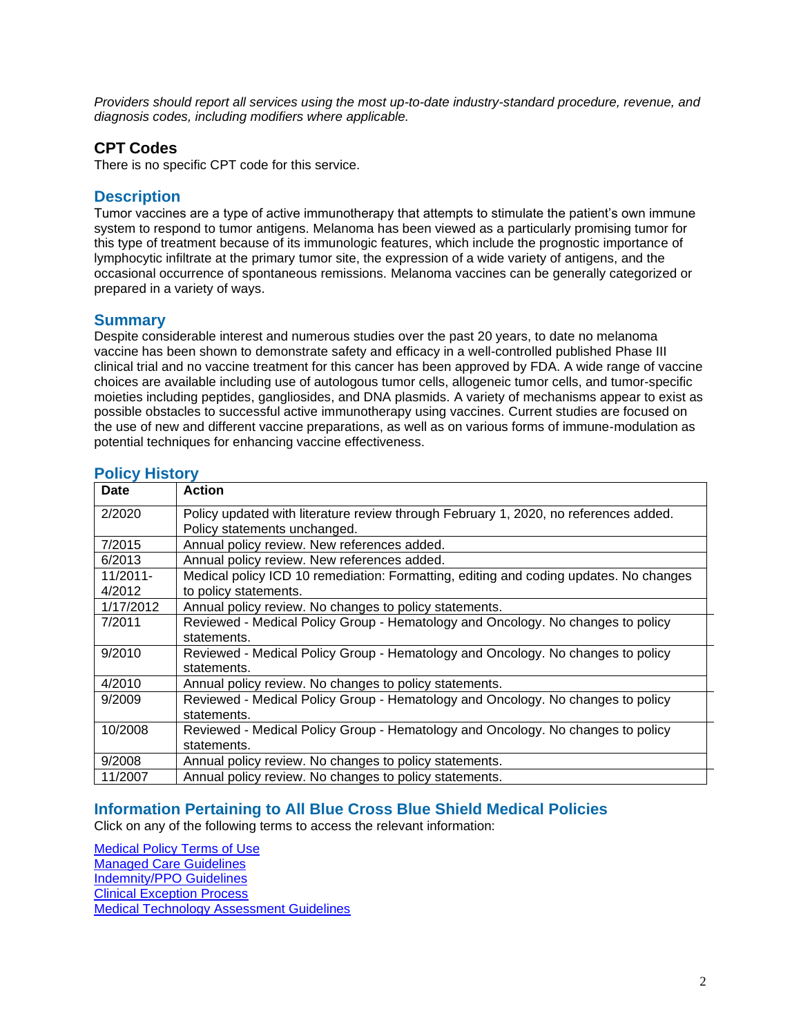*Providers should report all services using the most up-to-date industry-standard procedure, revenue, and diagnosis codes, including modifiers where applicable.*

### CPT Codes

There is no specific CPT code for this service.

## Description

Tumor vaccines are a type of active immunotherapy that attempts to stimulate the patient's own immune system to respond to tumor antigens. Melanoma has been viewed as a particularly promising tumor for this type of treatment because of its immunologic features, which include the prognostic importance of lymphocytic infiltrate at the primary tumor site, the expression of a wide variety of antigens, and the occasional occurrence of spontaneous remissions. Melanoma vaccines can be generally categorized or prepared in a variety of ways.

## Summary

Despite considerable interest and numerous studies over the past 20 years, to date no melanoma vaccine has been shown to demonstrate safety and efficacy in a well-controlled published Phase III clinical trial and no vaccine treatment for this cancer has been approved by FDA. A wide range of vaccine choices are available including use of autologous tumor cells, allogeneic tumor cells, and tumor-specific moieties including peptides, gangliosides, and DNA plasmids. A variety of mechanisms appear to exist as possible obstacles to successful active immunotherapy using vaccines. Current studies are focused on the use of new and different vaccine preparations, as well as on various forms of immune-modulation as potential techniques for enhancing vaccine effectiveness.

## Policy History

| Date | Action |
| --- | --- |
| 2/2020 | Policy updated with literature review through February 1, 2020, no references added. Policy statements unchanged. |
| 7/2015 | Annual policy review. New references added. |
| 6/2013 | Annual policy review. New references added. |
| 11/2011-4/2012 | Medical policy ICD 10 remediation: Formatting, editing and coding updates. No changes to policy statements. |
| 1/17/2012 | Annual policy review. No changes to policy statements. |
| 7/2011 | Reviewed - Medical Policy Group - Hematology and Oncology. No changes to policy statements. |
| 9/2010 | Reviewed - Medical Policy Group - Hematology and Oncology. No changes to policy statements. |
| 4/2010 | Annual policy review. No changes to policy statements. |
| 9/2009 | Reviewed - Medical Policy Group - Hematology and Oncology. No changes to policy statements. |
| 10/2008 | Reviewed - Medical Policy Group - Hematology and Oncology. No changes to policy statements. |
| 9/2008 | Annual policy review. No changes to policy statements. |
| 11/2007 | Annual policy review. No changes to policy statements. |

## Information Pertaining to All Blue Cross Blue Shield Medical Policies

Click on any of the following terms to access the relevant information:

Medical Policy Terms of Use
Managed Care Guidelines
Indemnity/PPO Guidelines
Clinical Exception Process
Medical Technology Assessment Guidelines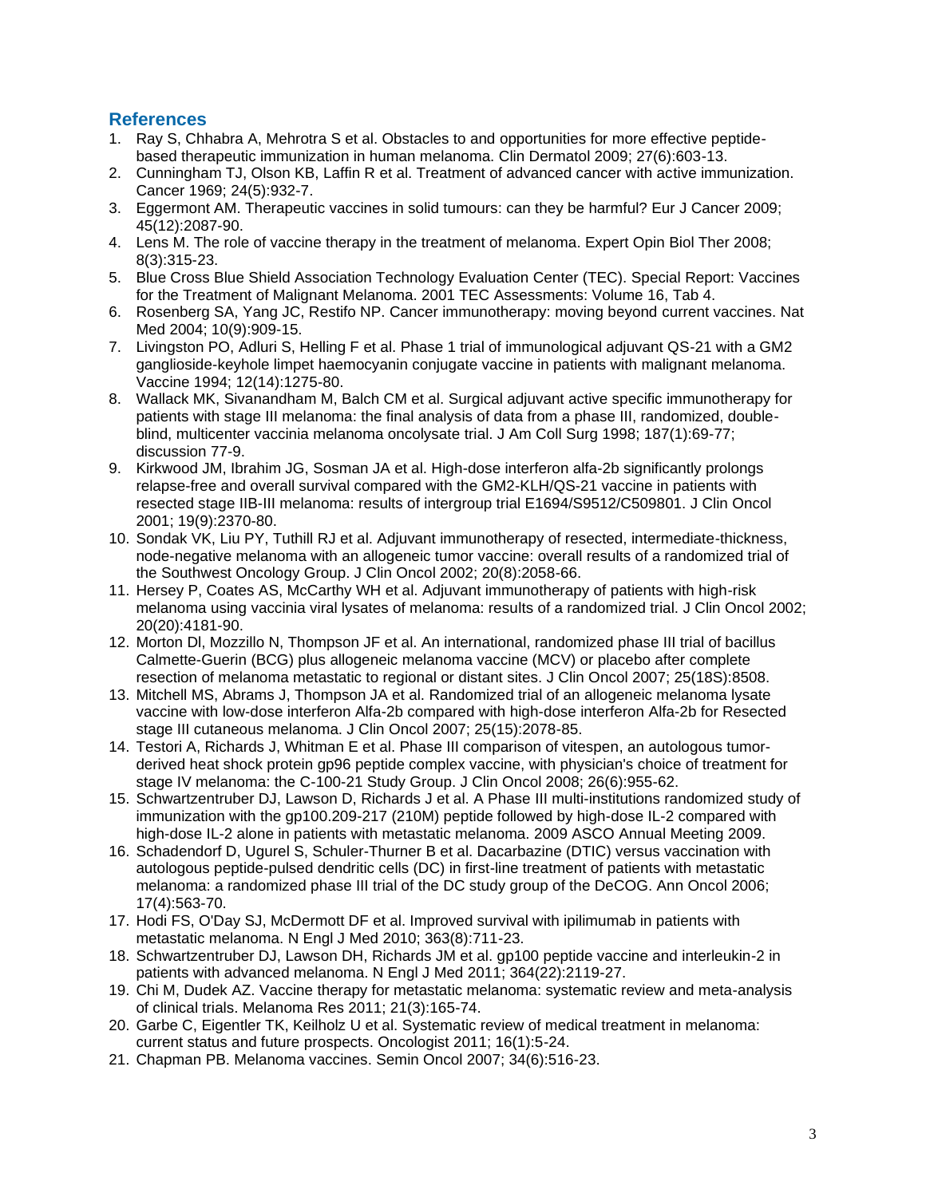## References

1. Ray S, Chhabra A, Mehrotra S et al. Obstacles to and opportunities for more effective peptide-based therapeutic immunization in human melanoma. Clin Dermatol 2009; 27(6):603-13.
2. Cunningham TJ, Olson KB, Laffin R et al. Treatment of advanced cancer with active immunization. Cancer 1969; 24(5):932-7.
3. Eggermont AM. Therapeutic vaccines in solid tumours: can they be harmful? Eur J Cancer 2009; 45(12):2087-90.
4. Lens M. The role of vaccine therapy in the treatment of melanoma. Expert Opin Biol Ther 2008; 8(3):315-23.
5. Blue Cross Blue Shield Association Technology Evaluation Center (TEC). Special Report: Vaccines for the Treatment of Malignant Melanoma. 2001 TEC Assessments: Volume 16, Tab 4.
6. Rosenberg SA, Yang JC, Restifo NP. Cancer immunotherapy: moving beyond current vaccines. Nat Med 2004; 10(9):909-15.
7. Livingston PO, Adluri S, Helling F et al. Phase 1 trial of immunological adjuvant QS-21 with a GM2 ganglioside-keyhole limpet haemocyanin conjugate vaccine in patients with malignant melanoma. Vaccine 1994; 12(14):1275-80.
8. Wallack MK, Sivanandham M, Balch CM et al. Surgical adjuvant active specific immunotherapy for patients with stage III melanoma: the final analysis of data from a phase III, randomized, double-blind, multicenter vaccinia melanoma oncolysate trial. J Am Coll Surg 1998; 187(1):69-77; discussion 77-9.
9. Kirkwood JM, Ibrahim JG, Sosman JA et al. High-dose interferon alfa-2b significantly prolongs relapse-free and overall survival compared with the GM2-KLH/QS-21 vaccine in patients with resected stage IIB-III melanoma: results of intergroup trial E1694/S9512/C509801. J Clin Oncol 2001; 19(9):2370-80.
10. Sondak VK, Liu PY, Tuthill RJ et al. Adjuvant immunotherapy of resected, intermediate-thickness, node-negative melanoma with an allogeneic tumor vaccine: overall results of a randomized trial of the Southwest Oncology Group. J Clin Oncol 2002; 20(8):2058-66.
11. Hersey P, Coates AS, McCarthy WH et al. Adjuvant immunotherapy of patients with high-risk melanoma using vaccinia viral lysates of melanoma: results of a randomized trial. J Clin Oncol 2002; 20(20):4181-90.
12. Morton DI, Mozzillo N, Thompson JF et al. An international, randomized phase III trial of bacillus Calmette-Guerin (BCG) plus allogeneic melanoma vaccine (MCV) or placebo after complete resection of melanoma metastatic to regional or distant sites. J Clin Oncol 2007; 25(18S):8508.
13. Mitchell MS, Abrams J, Thompson JA et al. Randomized trial of an allogeneic melanoma lysate vaccine with low-dose interferon Alfa-2b compared with high-dose interferon Alfa-2b for Resected stage III cutaneous melanoma. J Clin Oncol 2007; 25(15):2078-85.
14. Testori A, Richards J, Whitman E et al. Phase III comparison of vitespen, an autologous tumor-derived heat shock protein gp96 peptide complex vaccine, with physician's choice of treatment for stage IV melanoma: the C-100-21 Study Group. J Clin Oncol 2008; 26(6):955-62.
15. Schwartzentruber DJ, Lawson D, Richards J et al. A Phase III multi-institutions randomized study of immunization with the gp100.209-217 (210M) peptide followed by high-dose IL-2 compared with high-dose IL-2 alone in patients with metastatic melanoma. 2009 ASCO Annual Meeting 2009.
16. Schadendorf D, Ugurel S, Schuler-Thurner B et al. Dacarbazine (DTIC) versus vaccination with autologous peptide-pulsed dendritic cells (DC) in first-line treatment of patients with metastatic melanoma: a randomized phase III trial of the DC study group of the DeCOG. Ann Oncol 2006; 17(4):563-70.
17. Hodi FS, O'Day SJ, McDermott DF et al. Improved survival with ipilimumab in patients with metastatic melanoma. N Engl J Med 2010; 363(8):711-23.
18. Schwartzentruber DJ, Lawson DH, Richards JM et al. gp100 peptide vaccine and interleukin-2 in patients with advanced melanoma. N Engl J Med 2011; 364(22):2119-27.
19. Chi M, Dudek AZ. Vaccine therapy for metastatic melanoma: systematic review and meta-analysis of clinical trials. Melanoma Res 2011; 21(3):165-74.
20. Garbe C, Eigentler TK, Keilholz U et al. Systematic review of medical treatment in melanoma: current status and future prospects. Oncologist 2011; 16(1):5-24.
21. Chapman PB. Melanoma vaccines. Semin Oncol 2007; 34(6):516-23.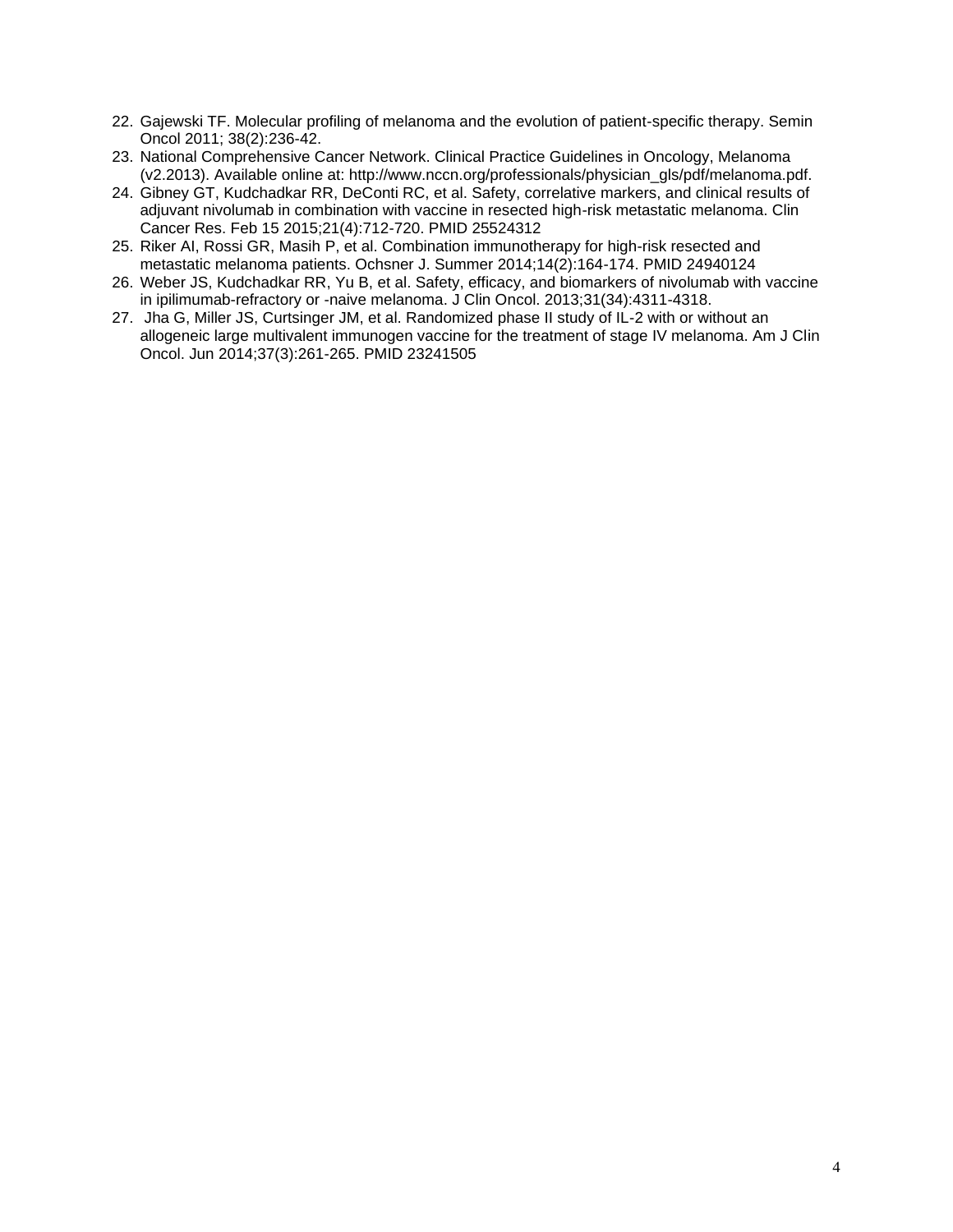22. Gajewski TF. Molecular profiling of melanoma and the evolution of patient-specific therapy. Semin Oncol 2011; 38(2):236-42.
23. National Comprehensive Cancer Network. Clinical Practice Guidelines in Oncology, Melanoma (v2.2013). Available online at: http://www.nccn.org/professionals/physician_gls/pdf/melanoma.pdf.
24. Gibney GT, Kudchadkar RR, DeConti RC, et al. Safety, correlative markers, and clinical results of adjuvant nivolumab in combination with vaccine in resected high-risk metastatic melanoma. Clin Cancer Res. Feb 15 2015;21(4):712-720. PMID 25524312
25. Riker AI, Rossi GR, Masih P, et al. Combination immunotherapy for high-risk resected and metastatic melanoma patients. Ochsner J. Summer 2014;14(2):164-174. PMID 24940124
26. Weber JS, Kudchadkar RR, Yu B, et al. Safety, efficacy, and biomarkers of nivolumab with vaccine in ipilimumab-refractory or -naive melanoma. J Clin Oncol. 2013;31(34):4311-4318.
27. Jha G, Miller JS, Curtsinger JM, et al. Randomized phase II study of IL-2 with or without an allogeneic large multivalent immunogen vaccine for the treatment of stage IV melanoma. Am J Clin Oncol. Jun 2014;37(3):261-265. PMID 23241505